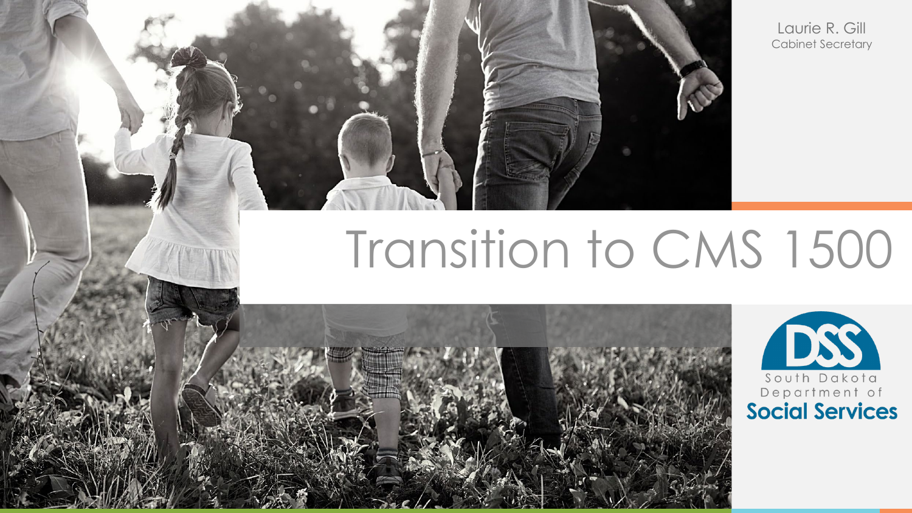Laurie R. Gill
Cabinet Secretary

# Transition to CMS 1500

South Dakota Department of Social Services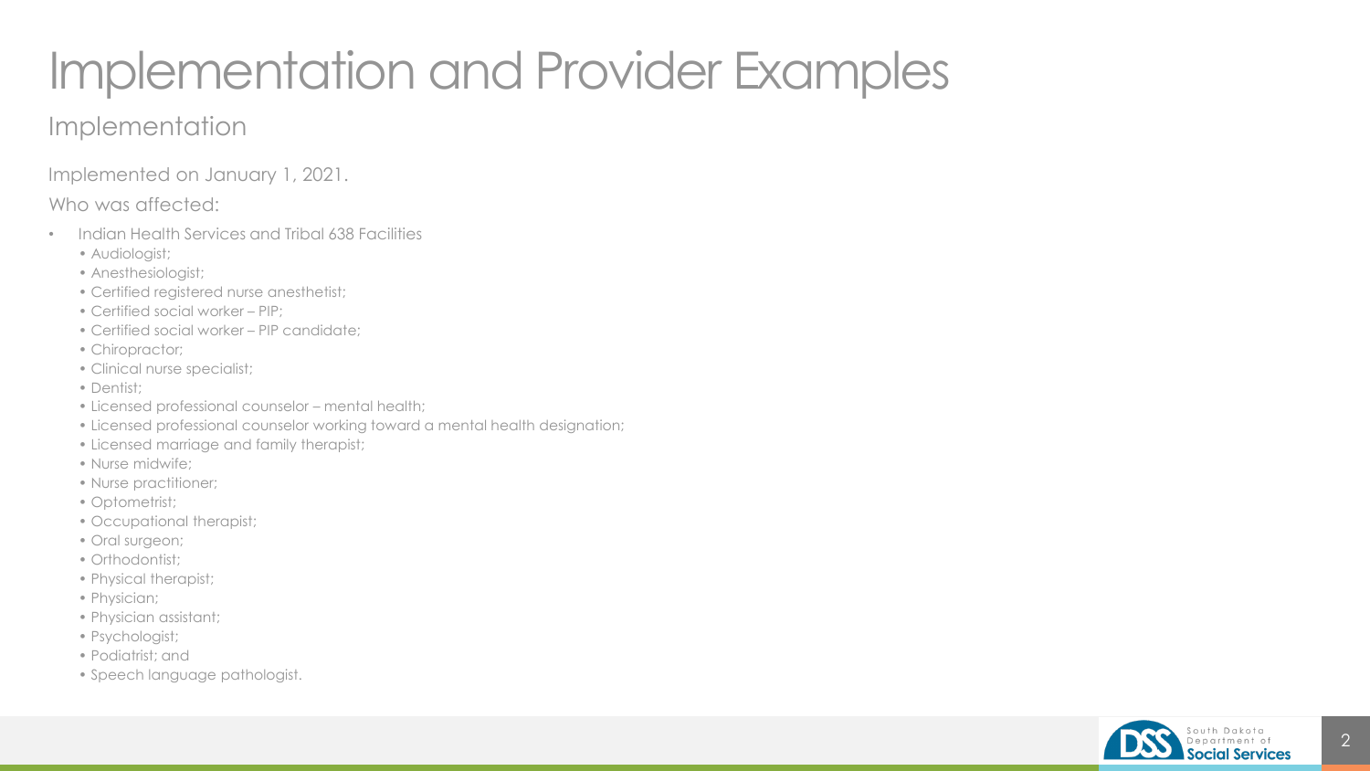# Implementation and Provider Examples

## Implementation

Implemented on January 1, 2021.

Who was affected:

- Indian Health Services and Tribal 638 Facilities
  - Audiologist;
  - Anesthesiologist;
  - Certified registered nurse anesthetist;
  - Certified social worker – PIP;
  - Certified social worker – PIP candidate;
  - Chiropractor;
  - Clinical nurse specialist;
  - Dentist;
  - Licensed professional counselor – mental health;
  - Licensed professional counselor working toward a mental health designation;
  - Licensed marriage and family therapist;
  - Nurse midwife;
  - Nurse practitioner;
  - Optometrist;
  - Occupational therapist;
  - Oral surgeon;
  - Orthodontist;
  - Physical therapist;
  - Physician;
  - Physician assistant;
  - Psychologist;
  - Podiatrist; and
  - Speech language pathologist.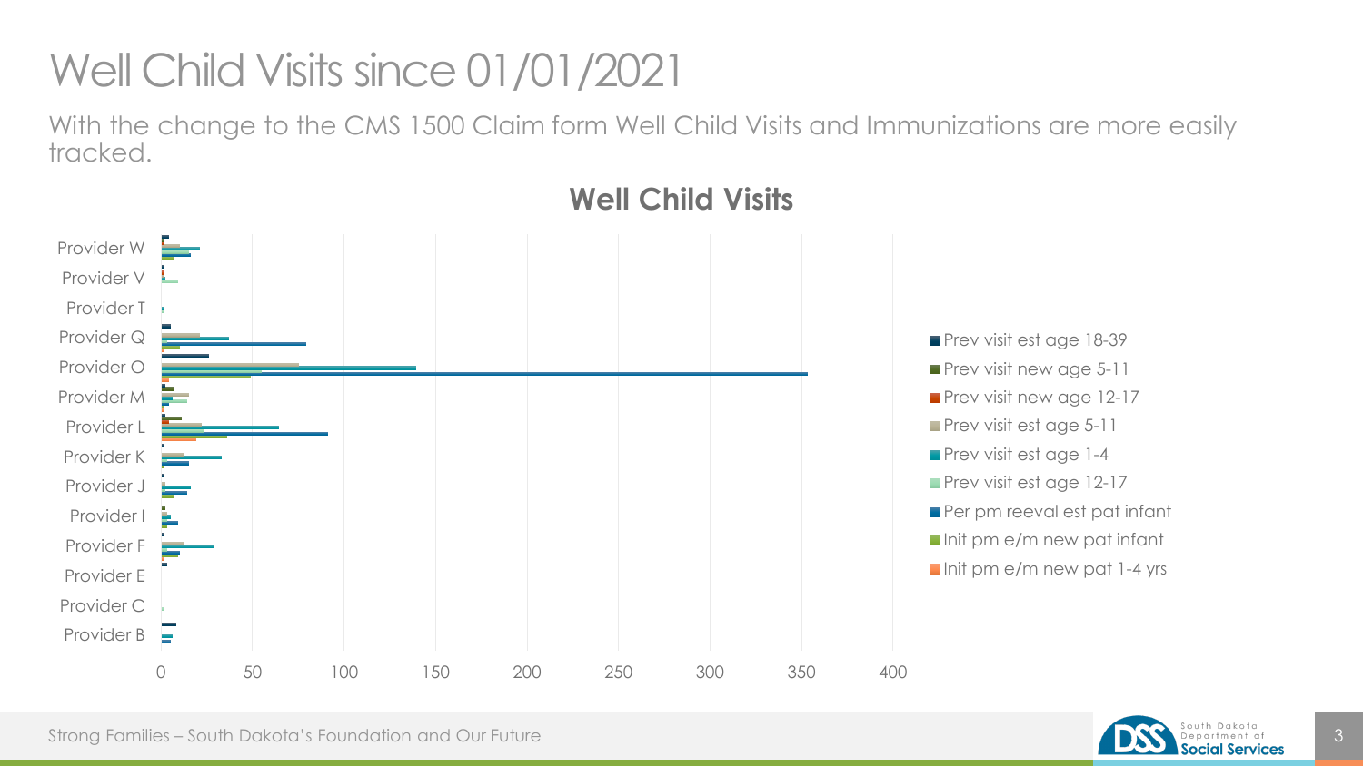# Well Child Visits since 01/01/2021

With the change to the CMS 1500 Claim form Well Child Visits and Immunizations are more easily tracked.

**Well Child Visits**

Providers: Provider W, Provider V, Provider T, Provider Q, Provider O, Provider M, Provider L, Provider K, Provider J, Provider I, Provider F, Provider E, Provider C, Provider B

Axis: 0, 50, 100, 150, 200, 250, 300, 350, 400

Legend:
- Prev visit est age 18-39
- Prev visit new age 5-11
- Prev visit new age 12-17
- Prev visit est age 5-11
- Prev visit est age 1-4
- Prev visit est age 12-17
- Per pm reeval est pat infant
- Init pm e/m new pat infant
- Init pm e/m new pat 1-4 yrs

Strong Families – South Dakota's Foundation and Our Future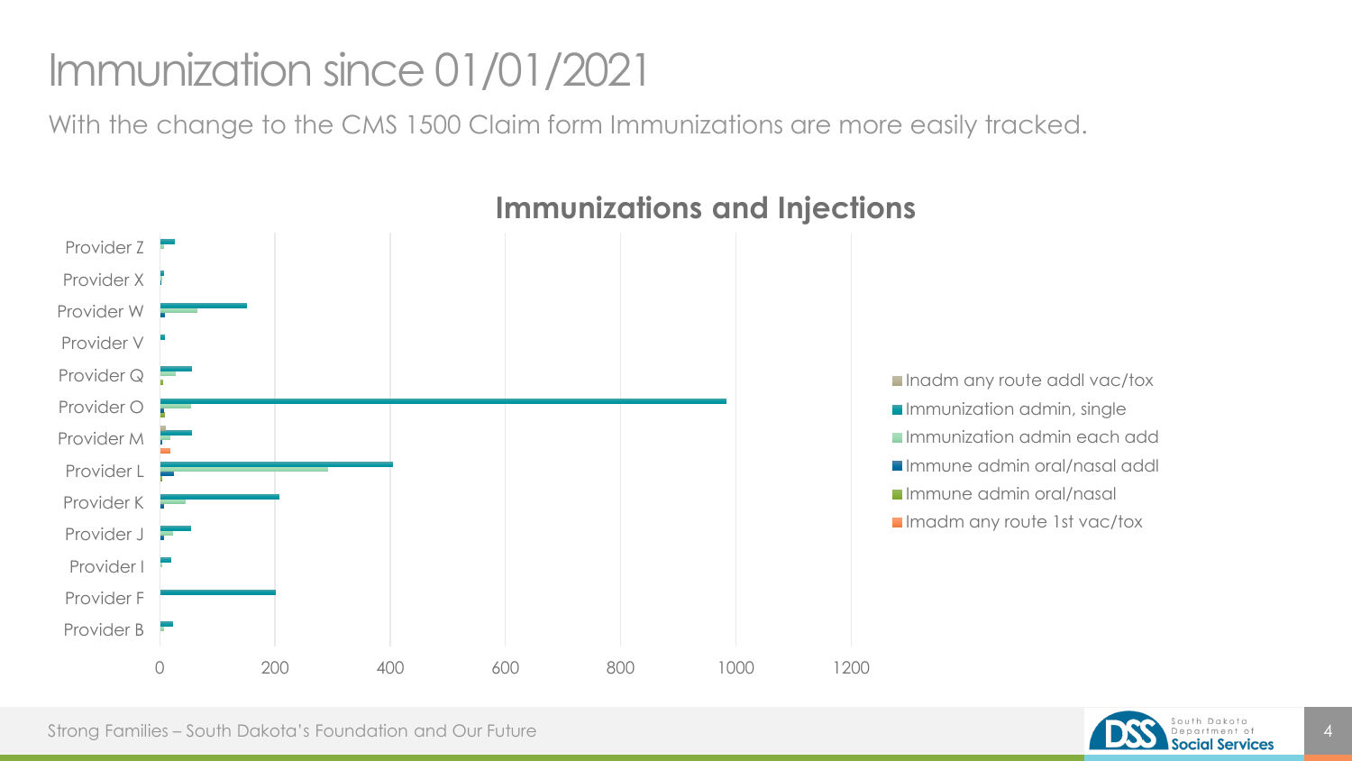# Immunization since 01/01/2021

With the change to the CMS 1500 Claim form Immunizations are more easily tracked.

**Immunizations and Injections**

Provider Z
Provider X
Provider W
Provider V
Provider Q
Provider O
Provider M
Provider L
Provider K
Provider J
Provider I
Provider F
Provider B

0 200 400 600 800 1000 1200

- Inadm any route addl vac/tox
- Immunization admin, single
- Immunization admin each add
- Immune admin oral/nasal addl
- Immune admin oral/nasal
- Imadm any route 1st vac/tox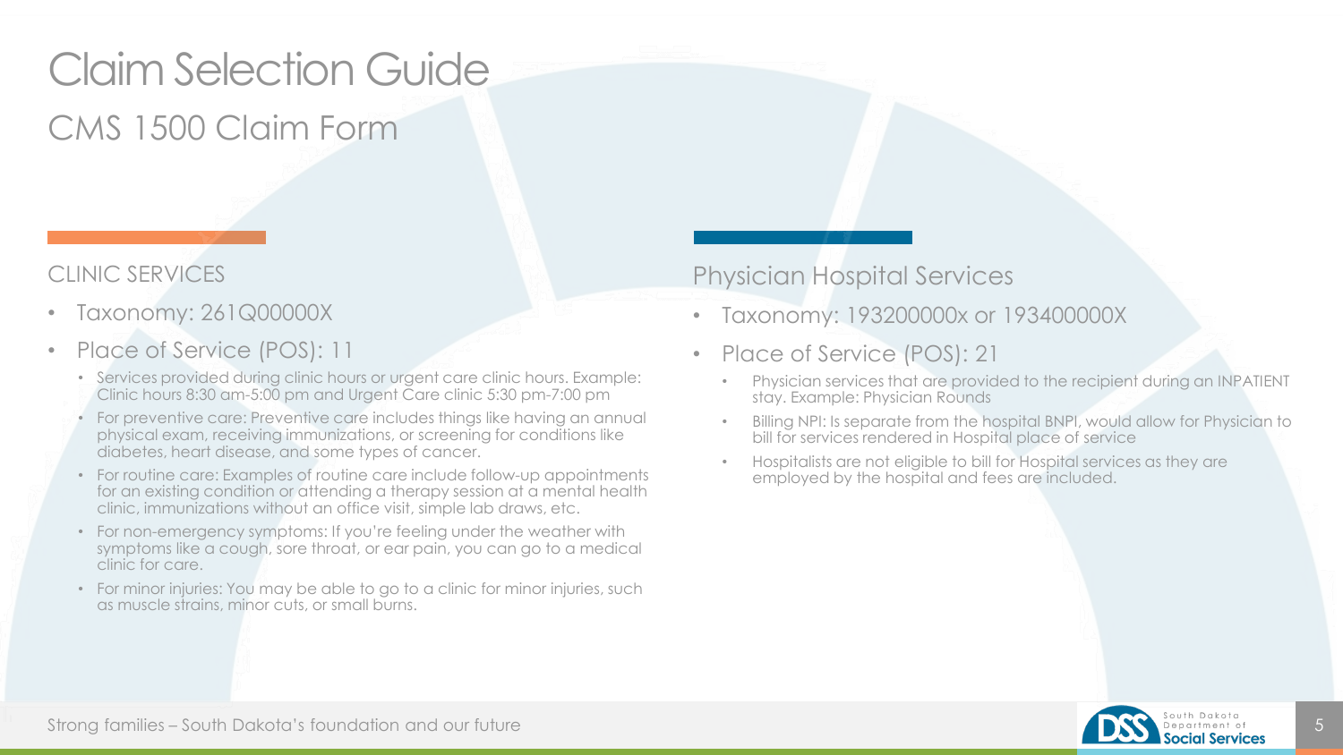# Claim Selection Guide

## CMS 1500 Claim Form

### CLINIC SERVICES

- Taxonomy: 261Q00000X
- Place of Service (POS): 11
  - Services provided during clinic hours or urgent care clinic hours. Example: Clinic hours 8:30 am-5:00 pm and Urgent Care clinic 5:30 pm-7:00 pm
  - For preventive care: Preventive care includes things like having an annual physical exam, receiving immunizations, or screening for conditions like diabetes, heart disease, and some types of cancer.
  - For routine care: Examples of routine care include follow-up appointments for an existing condition or attending a therapy session at a mental health clinic, immunizations without an office visit, simple lab draws, etc.
  - For non-emergency symptoms: If you're feeling under the weather with symptoms like a cough, sore throat, or ear pain, you can go to a medical clinic for care.
  - For minor injuries: You may be able to go to a clinic for minor injuries, such as muscle strains, minor cuts, or small burns.

### Physician Hospital Services

- Taxonomy: 193200000x or 193400000X
- Place of Service (POS): 21
  - Physician services that are provided to the recipient during an INPATIENT stay. Example: Physician Rounds
  - Billing NPI: Is separate from the hospital BNPI, would allow for Physician to bill for services rendered in Hospital place of service
  - Hospitalists are not eligible to bill for Hospital services as they are employed by the hospital and fees are included.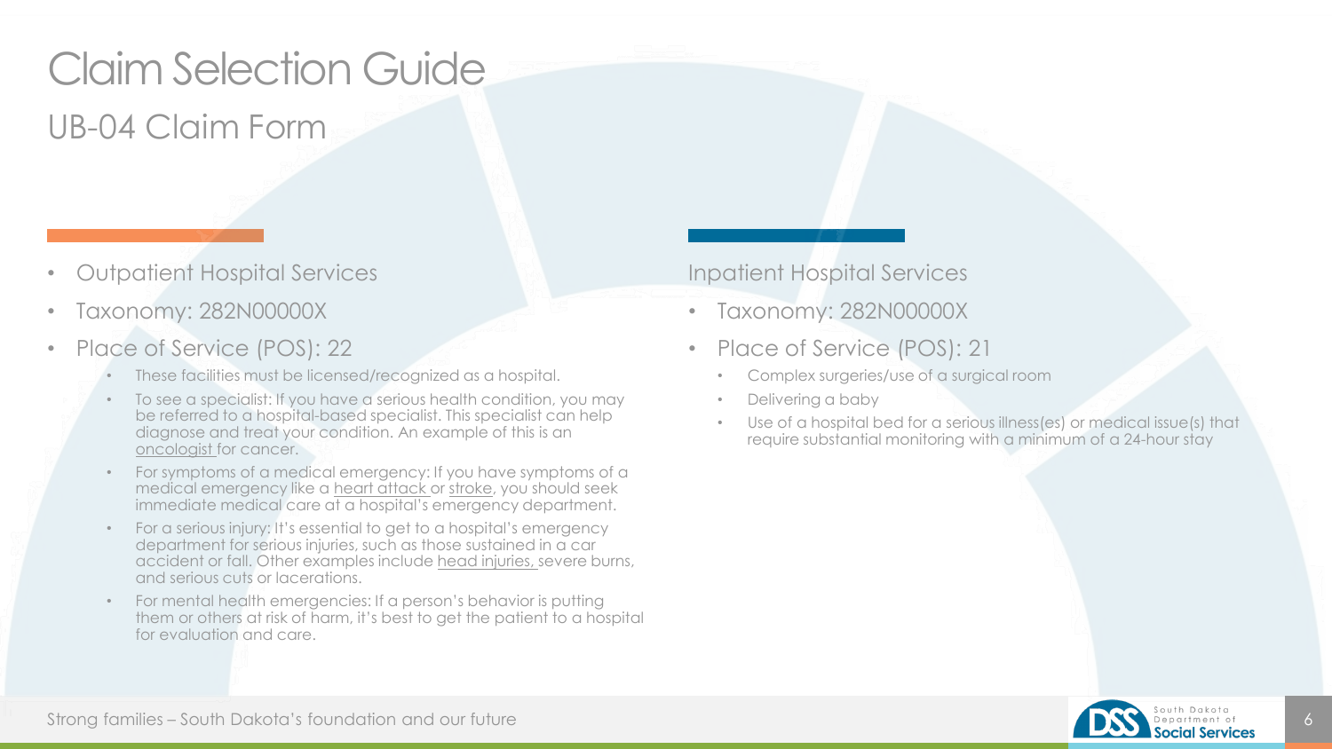# Claim Selection Guide

## UB-04 Claim Form

- Outpatient Hospital Services
- Taxonomy: 282N00000X
- Place of Service (POS): 22
  - These facilities must be licensed/recognized as a hospital.
  - To see a specialist: If you have a serious health condition, you may be referred to a hospital-based specialist. This specialist can help diagnose and treat your condition. An example of this is an oncologist for cancer.
  - For symptoms of a medical emergency: If you have symptoms of a medical emergency like a heart attack or stroke, you should seek immediate medical care at a hospital's emergency department.
  - For a serious injury: It's essential to get to a hospital's emergency department for serious injuries, such as those sustained in a car accident or fall. Other examples include head injuries, severe burns, and serious cuts or lacerations.
  - For mental health emergencies: If a person's behavior is putting them or others at risk of harm, it's best to get the patient to a hospital for evaluation and care.

Inpatient Hospital Services

- Taxonomy: 282N00000X
- Place of Service (POS): 21
  - Complex surgeries/use of a surgical room
  - Delivering a baby
  - Use of a hospital bed for a serious illness(es) or medical issue(s) that require substantial monitoring with a minimum of a 24-hour stay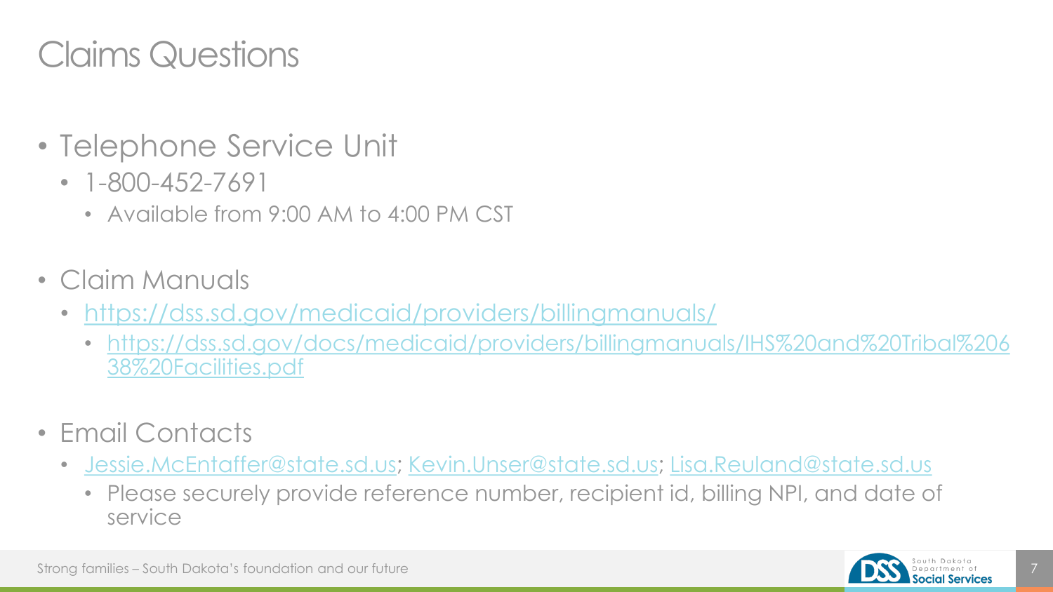# Claims Questions

- Telephone Service Unit
  - 1-800-452-7691
    - Available from 9:00 AM to 4:00 PM CST
- Claim Manuals
  - https://dss.sd.gov/medicaid/providers/billingmanuals/
    - https://dss.sd.gov/docs/medicaid/providers/billingmanuals/IHS%20and%20Tribal%20638%20Facilities.pdf
- Email Contacts
  - Jessie.McEntaffer@state.sd.us; Kevin.Unser@state.sd.us; Lisa.Reuland@state.sd.us
    - Please securely provide reference number, recipient id, billing NPI, and date of service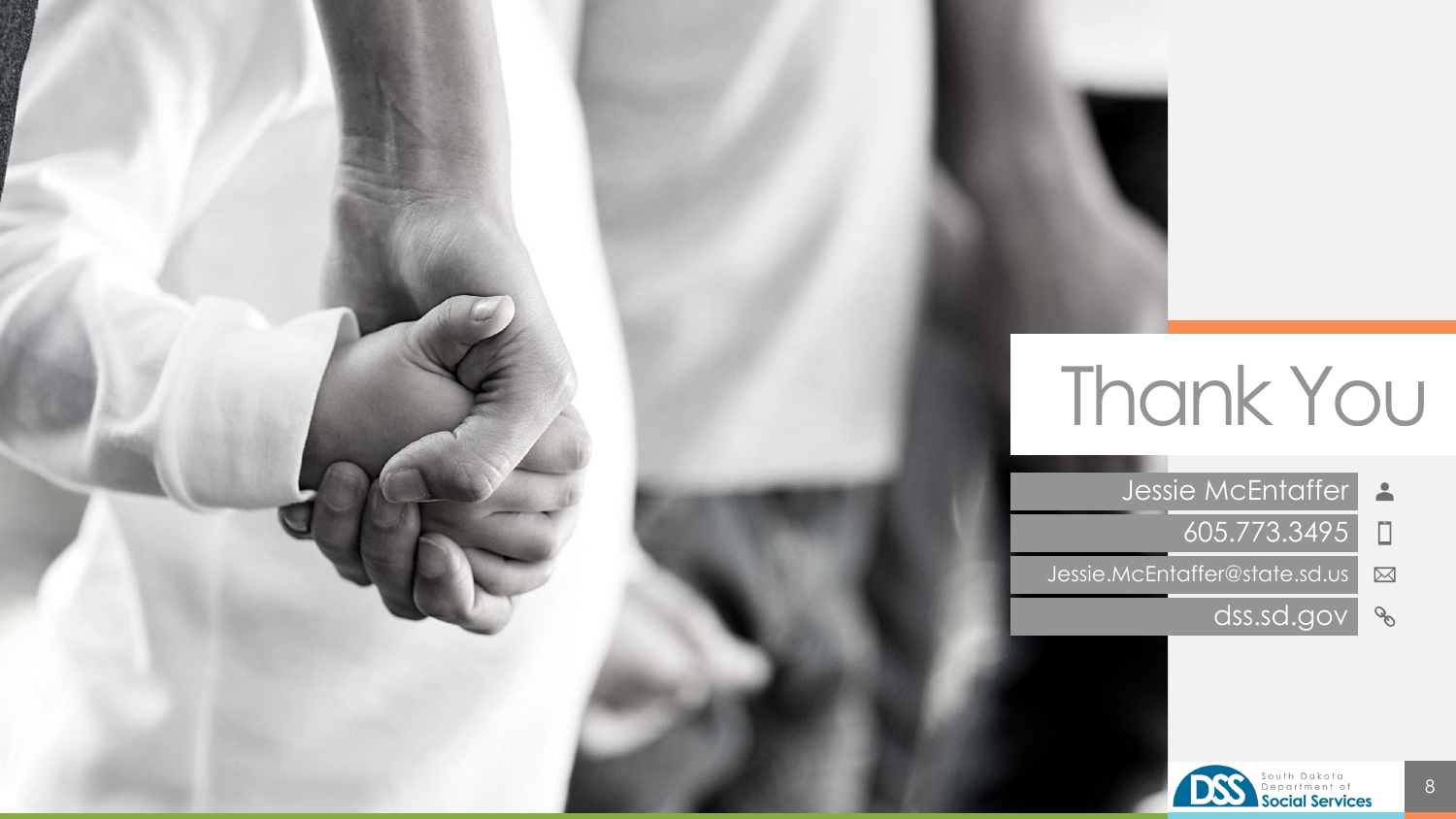# Thank You

Jessie McEntaffer

605.773.3495

Jessie.McEntaffer@state.sd.us

dss.sd.gov